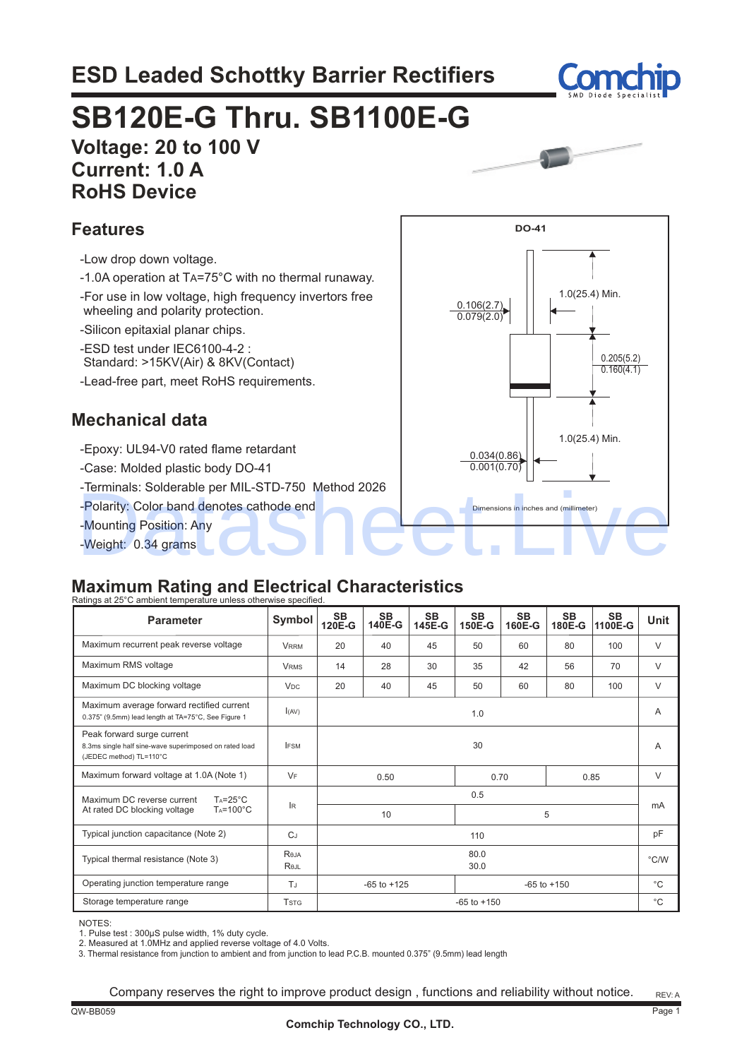# ESD Leaded Schottky Barrier Rectifiers

# SB120E-G Thru. SB1100E-G

**Voltage: 20 to 100 V**
**Current: 1.0 A**
**RoHS Device**

## Features

- -Low drop down voltage.
- -1.0A operation at $T_A$=75°C with no thermal runaway.
- -For use in low voltage, high frequency invertors free wheeling and polarity protection.
- -Silicon epitaxial planar chips.
- -ESD test under IEC6100-4-2 : Standard: >15KV(Air) & 8KV(Contact)
- -Lead-free part, meet RoHS requirements.

## Mechanical data

- -Epoxy: UL94-V0 rated flame retardant
- -Case: Molded plastic body DO-41
- -Terminals: Solderable per MIL-STD-750 Method 2026
- -Polarity: Color band denotes cathode end
- -Mounting Position: Any
- -Weight: 0.34 grams

DO-41

0.106(2.7) / 0.079(2.0)
1.0(25.4) Min.
0.205(5.2) / 0.160(4.1)
1.0(25.4) Min.
0.034(0.86) / 0.001(0.70)

Dimensions in inches and (millimeter)

## Maximum Rating and Electrical Characteristics

Ratings at 25°C ambient temperature unless otherwise specified.

| Parameter | Symbol | SB 120E-G | SB 140E-G | SB 145E-G | SB 150E-G | SB 160E-G | SB 180E-G | SB 1100E-G | Unit |
|---|---|---|---|---|---|---|---|---|---|
| Maximum recurrent peak reverse voltage | $V_{RRM}$ | 20 | 40 | 45 | 50 | 60 | 80 | 100 | V |
| Maximum RMS voltage | $V_{RMS}$ | 14 | 28 | 30 | 35 | 42 | 56 | 70 | V |
| Maximum DC blocking voltage | $V_{DC}$ | 20 | 40 | 45 | 50 | 60 | 80 | 100 | V |
| Maximum average forward rectified current 0.375" (9.5mm) lead length at TA=75°C, See Figure 1 | $I_{(AV)}$ | 1.0 | | | | | | | A |
| Peak forward surge current 8.3ms single half sine-wave superimposed on rated load (JEDEC method) TL=110°C | $I_{FSM}$ | 30 | | | | | | | A |
| Maximum forward voltage at 1.0A (Note 1) | $V_F$ | 0.50 | | | 0.70 | | 0.85 | | V |
| Maximum DC reverse current at rated DC blocking voltage $T_A$=25°C | $I_R$ | 0.5 | | | | | | | mA |
| Maximum DC reverse current at rated DC blocking voltage $T_A$=100°C | $I_R$ | 10 | | | 5 | | | | mA |
| Typical junction capacitance (Note 2) | $C_J$ | 110 | | | | | | | pF |
| Typical thermal resistance (Note 3) | $R_{\theta JA}$ / $R_{\theta JL}$ | 80.0 / 30.0 | | | | | | | °C/W |
| Operating junction temperature range | $T_J$ | -65 to +125 | | | -65 to +150 | | | | °C |
| Storage temperature range | $T_{STG}$ | -65 to +150 | | | | | | | °C |

NOTES:
1. Pulse test : 300μS pulse width, 1% duty cycle.
2. Measured at 1.0MHz and applied reverse voltage of 4.0 Volts.
3. Thermal resistance from junction to ambient and from junction to lead P.C.B. mounted 0.375" (9.5mm) lead length

Company reserves the right to improve product design , functions and reliability without notice.

REV: A

QW-BB059

Comchip Technology CO., LTD.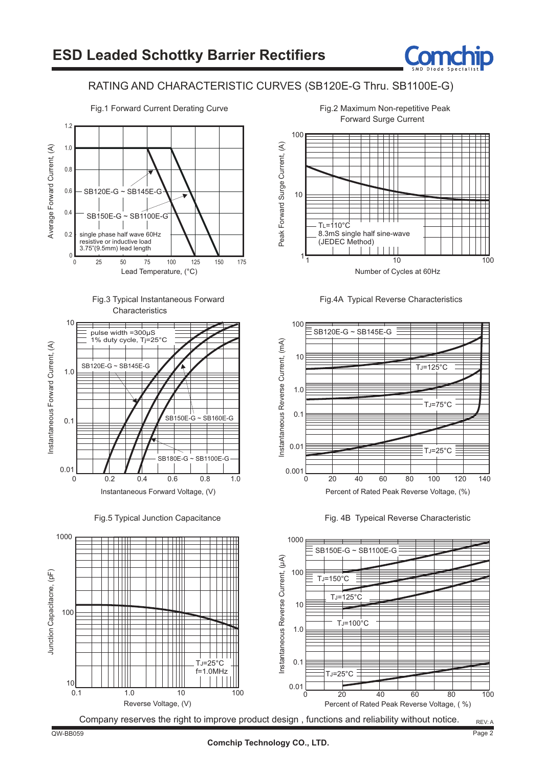# ESD Leaded Schottky Barrier Rectifiers

## RATING AND CHARACTERISTIC CURVES (SB120E-G Thru. SB1100E-G)

Fig.1 Forward Current Derating Curve

Average Forward Current, (A)

SB120E-G ~ SB145E-G

SB150E-G ~ SB1100E-G

single phase half wave 60Hz resistive or inductive load 3.75"(9.5mm) lead length

Lead Temperature, (°C)

Fig.2 Maximum Non-repetitive Peak Forward Surge Current

Peak Forward Surge Current, (A)

$T_L$=110°C
8.3mS single half sine-wave
(JEDEC Method)

Number of Cycles at 60Hz

Fig.3 Typical Instantaneous Forward Characteristics

Instantaneous Forward Current, (A)

pulse width =300μS
1% duty cycle, Tj=25°C

SB120E-G ~ SB145E-G

SB150E-G ~ SB160E-G

SB180E-G ~ SB1100E-G

Instantaneous Forward Voltage, (V)

Fig.4A Typical Reverse Characteristics

Instantaneous Reverse Current, (mA)

SB120E-G ~ SB145E-G

$T_J$=125°C

$T_J$=75°C

$T_J$=25°C

Percent of Rated Peak Reverse Voltage, (%)

Fig.5 Typical Junction Capacitance

Junction Capacitacne, (pF)

$T_J$=25°C
f=1.0MHz

Reverse Voltage, (V)

Fig. 4B Typeical Reverse Characteristic

Instantaneous Reverse Current, (μA)

SB150E-G ~ SB1100E-G

$T_J$=150°C

$T_J$=125°C

$T_J$=100°C

$T_J$=25°C

Percent of Rated Peak Reverse Voltage, ( %)

Company reserves the right to improve product design , functions and reliability without notice.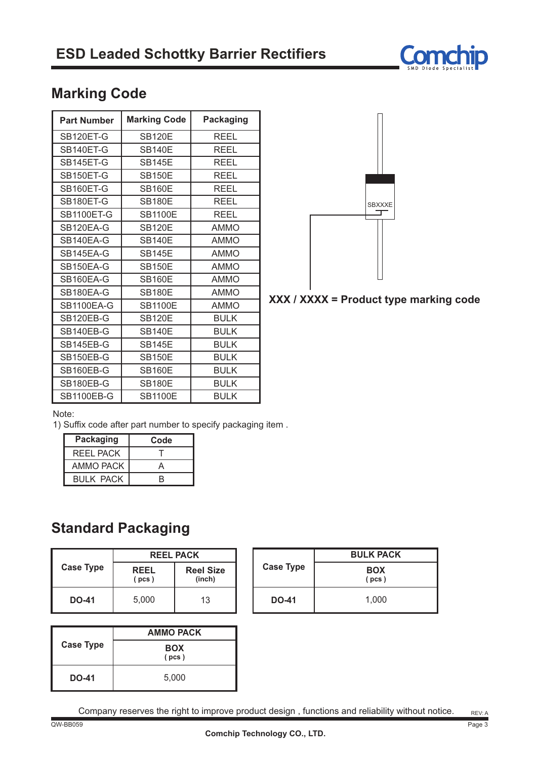## Marking Code

| Part Number | Marking Code | Packaging |
|---|---|---|
| SB120ET-G | SB120E | REEL |
| SB140ET-G | SB140E | REEL |
| SB145ET-G | SB145E | REEL |
| SB150ET-G | SB150E | REEL |
| SB160ET-G | SB160E | REEL |
| SB180ET-G | SB180E | REEL |
| SB1100ET-G | SB1100E | REEL |
| SB120EA-G | SB120E | AMMO |
| SB140EA-G | SB140E | AMMO |
| SB145EA-G | SB145E | AMMO |
| SB150EA-G | SB150E | AMMO |
| SB160EA-G | SB160E | AMMO |
| SB180EA-G | SB180E | AMMO |
| SB1100EA-G | SB1100E | AMMO |
| SB120EB-G | SB120E | BULK |
| SB140EB-G | SB140E | BULK |
| SB145EB-G | SB145E | BULK |
| SB150EB-G | SB150E | BULK |
| SB160EB-G | SB160E | BULK |
| SB180EB-G | SB180E | BULK |
| SB1100EB-G | SB1100E | BULK |

SBXXXE

**XXX / XXXX = Product type marking code**

Note:
1) Suffix code after part number to specify packaging item .

| Packaging | Code |
|---|---|
| REEL PACK | T |
| AMMO PACK | A |
| BULK PACK | B |

## Standard Packaging

| Case Type | REEL PACK | |
|---|---|---|
| | REEL ( pcs ) | Reel Size (inch) |
| DO-41 | 5,000 | 13 |

| Case Type | BULK PACK |
|---|---|
| | BOX ( pcs ) |
| DO-41 | 1,000 |

| Case Type | AMMO PACK |
|---|---|
| | BOX ( pcs ) |
| DO-41 | 5,000 |

Company reserves the right to improve product design , functions and reliability without notice.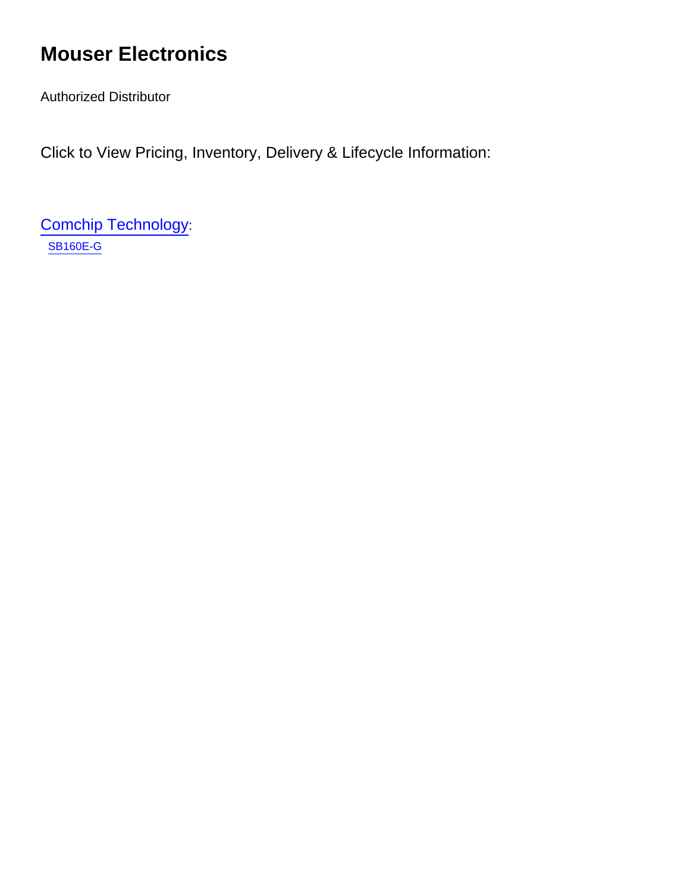# Mouser Electronics

Authorized Distributor

Click to View Pricing, Inventory, Delivery & Lifecycle Information:

Comchip Technology:

SB160E-G